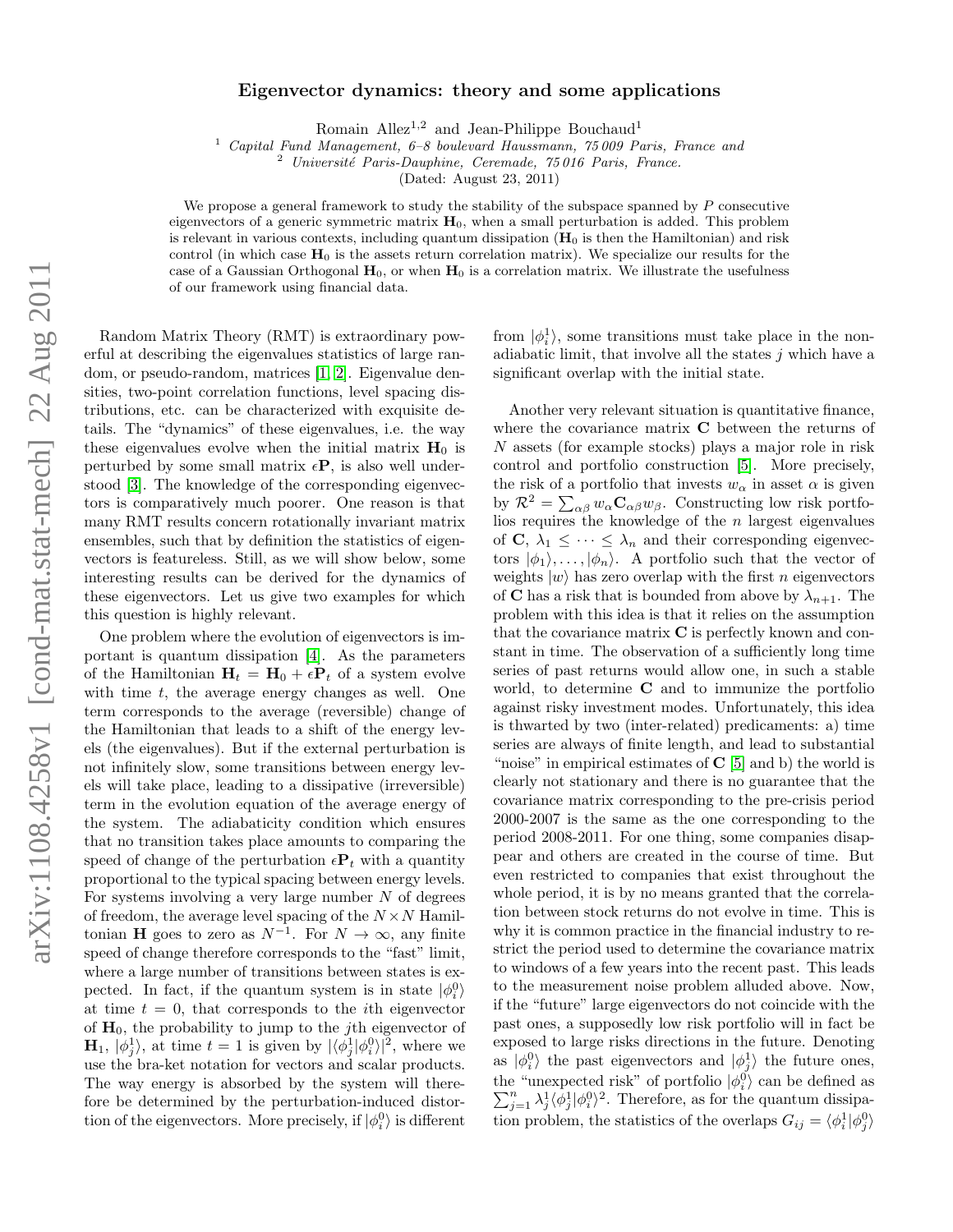# Eigenvector dynamics: theory and some applications

Romain Allez[1,2] and Jean-Philippe Bouchaud[1]

[1] *Capital Fund Management, 6–8 boulevard Haussmann, 75 009 Paris, France and*
[2] *Université Paris-Dauphine, Ceremade, 75 016 Paris, France.*

(Dated: August 23, 2011)

We propose a general framework to study the stability of the subspace spanned by $P$ consecutive eigenvectors of a generic symmetric matrix $\mathbf{H}_0$, when a small perturbation is added. This problem is relevant in various contexts, including quantum dissipation ($\mathbf{H}_0$ is then the Hamiltonian) and risk control (in which case $\mathbf{H}_0$ is the assets return correlation matrix). We specialize our results for the case of a Gaussian Orthogonal $\mathbf{H}_0$, or when $\mathbf{H}_0$ is a correlation matrix. We illustrate the usefulness of our framework using financial data.

Random Matrix Theory (RMT) is extraordinary powerful at describing the eigenvalues statistics of large random, or pseudo-random, matrices [1, 2]. Eigenvalue densities, two-point correlation functions, level spacing distributions, etc. can be characterized with exquisite details. The "dynamics" of these eigenvalues, i.e. the way these eigenvalues evolve when the initial matrix $\mathbf{H}_0$ is perturbed by some small matrix $\epsilon\mathbf{P}$, is also well understood [3]. The knowledge of the corresponding eigenvectors is comparatively much poorer. One reason is that many RMT results concern rotationally invariant matrix ensembles, such that by definition the statistics of eigenvectors is featureless. Still, as we will show below, some interesting results can be derived for the dynamics of these eigenvectors. Let us give two examples for which this question is highly relevant.

One problem where the evolution of eigenvectors is important is quantum dissipation [4]. As the parameters of the Hamiltonian $\mathbf{H}_t = \mathbf{H}_0 + \epsilon\mathbf{P}_t$ of a system evolve with time $t$, the average energy changes as well. One term corresponds to the average (reversible) change of the Hamiltonian that leads to a shift of the energy levels (the eigenvalues). But if the external perturbation is not infinitely slow, some transitions between energy levels will take place, leading to a dissipative (irreversible) term in the evolution equation of the average energy of the system. The adiabaticity condition which ensures that no transition takes place amounts to comparing the speed of change of the perturbation $\epsilon\mathbf{P}_t$ with a quantity proportional to the typical spacing between energy levels. For systems involving a very large number $N$ of degrees of freedom, the average level spacing of the $N \times N$ Hamiltonian $\mathbf{H}$ goes to zero as $N^{-1}$. For $N \to \infty$, any finite speed of change therefore corresponds to the "fast" limit, where a large number of transitions between states is expected. In fact, if the quantum system is in state $|\phi_i^0\rangle$ at time $t = 0$, that corresponds to the $i$th eigenvector of $\mathbf{H}_0$, the probability to jump to the $j$th eigenvector of $\mathbf{H}_1$, $|\phi_j^1\rangle$, at time $t = 1$ is given by $|\langle\phi_j^1|\phi_i^0\rangle|^2$, where we use the bra-ket notation for vectors and scalar products. The way energy is absorbed by the system will therefore be determined by the perturbation-induced distortion of the eigenvectors. More precisely, if $|\phi_i^0\rangle$ is different from $|\phi_i^1\rangle$, some transitions must take place in the non-adiabatic limit, that involve all the states $j$ which have a significant overlap with the initial state.

Another very relevant situation is quantitative finance, where the covariance matrix $\mathbf{C}$ between the returns of $N$ assets (for example stocks) plays a major role in risk control and portfolio construction [5]. More precisely, the risk of a portfolio that invests $w_\alpha$ in asset $\alpha$ is given by $\mathcal{R}^2 = \sum_{\alpha\beta} w_\alpha \mathbf{C}_{\alpha\beta} w_\beta$. Constructing low risk portfolios requires the knowledge of the $n$ largest eigenvalues of $\mathbf{C}$, $\lambda_1 \leq \cdots \leq \lambda_n$ and their corresponding eigenvectors $|\phi_1\rangle, \ldots, |\phi_n\rangle$. A portfolio such that the vector of weights $|w\rangle$ has zero overlap with the first $n$ eigenvectors of $\mathbf{C}$ has a risk that is bounded from above by $\lambda_{n+1}$. The problem with this idea is that it relies on the assumption that the covariance matrix $\mathbf{C}$ is perfectly known and constant in time. The observation of a sufficiently long time series of past returns would allow one, in such a stable world, to determine $\mathbf{C}$ and to immunize the portfolio against risky investment modes. Unfortunately, this idea is thwarted by two (inter-related) predicaments: a) time series are always of finite length, and lead to substantial "noise" in empirical estimates of $\mathbf{C}$ [5] and b) the world is clearly not stationary and there is no guarantee that the covariance matrix corresponding to the pre-crisis period 2000-2007 is the same as the one corresponding to the period 2008-2011. For one thing, some companies disappear and others are created in the course of time. But even restricted to companies that exist throughout the whole period, it is by no means granted that the correlation between stock returns do not evolve in time. This is why it is common practice in the financial industry to restrict the period used to determine the covariance matrix to windows of a few years into the recent past. This leads to the measurement noise problem alluded above. Now, if the "future" large eigenvectors do not coincide with the past ones, a supposedly low risk portfolio will in fact be exposed to large risks directions in the future. Denoting as $|\phi_i^0\rangle$ the past eigenvectors and $|\phi_j^1\rangle$ the future ones, the "unexpected risk" of portfolio $|\phi_i^0\rangle$ can be defined as $\sum_{j=1}^n \lambda_j^1 \langle\phi_j^1|\phi_i^0\rangle^2$. Therefore, as for the quantum dissipation problem, the statistics of the overlaps $G_{ij} = \langle\phi_i^1|\phi_j^0\rangle$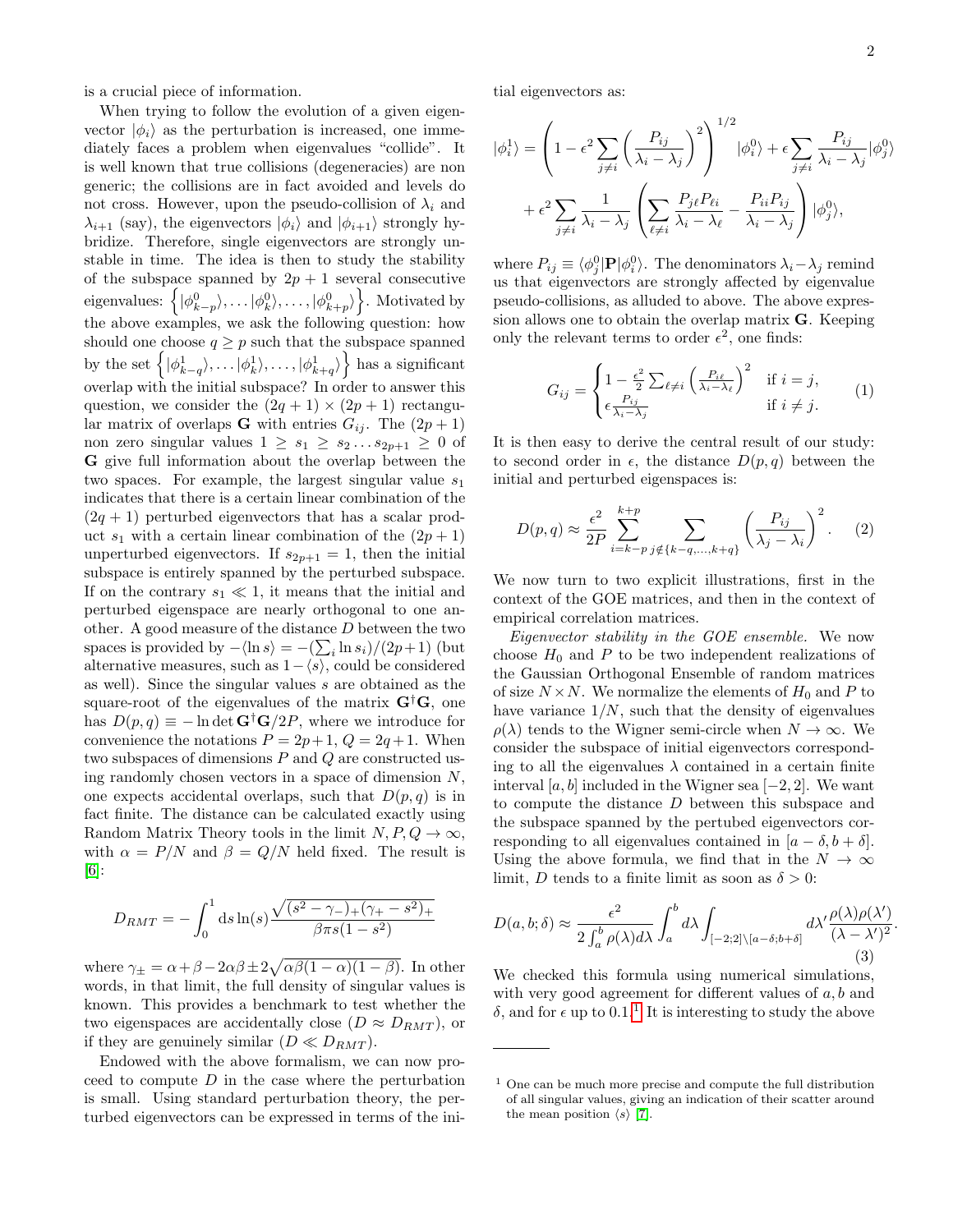is a crucial piece of information.

When trying to follow the evolution of a given eigenvector $|\phi_i\rangle$ as the perturbation is increased, one immediately faces a problem when eigenvalues "collide". It is well known that true collisions (degeneracies) are non generic; the collisions are in fact avoided and levels do not cross. However, upon the pseudo-collision of $\lambda_i$ and $\lambda_{i+1}$ (say), the eigenvectors $|\phi_i\rangle$ and $|\phi_{i+1}\rangle$ strongly hybridize. Therefore, single eigenvectors are strongly unstable in time. The idea is then to study the stability of the subspace spanned by $2p+1$ several consecutive eigenvalues: $\left\{|\phi^0_{k-p}\rangle, \dots |\phi^0_k\rangle, \dots, |\phi^0_{k+p}\rangle\right\}$. Motivated by the above examples, we ask the following question: how should one choose $q \geq p$ such that the subspace spanned by the set $\left\{|\phi^1_{k-q}\rangle, \dots |\phi^1_k\rangle, \dots, |\phi^1_{k+q}\rangle\right\}$ has a significant overlap with the initial subspace? In order to answer this question, we consider the $(2q+1) \times (2p+1)$ rectangular matrix of overlaps $\mathbf{G}$ with entries $G_{ij}$. The $(2p+1)$ non zero singular values $1 \geq s_1 \geq s_2 \dots s_{2p+1} \geq 0$ of $\mathbf{G}$ give full information about the overlap between the two spaces. For example, the largest singular value $s_1$ indicates that there is a certain linear combination of the $(2q+1)$ perturbed eigenvectors that has a scalar product $s_1$ with a certain linear combination of the $(2p+1)$ unperturbed eigenvectors. If $s_{2p+1} = 1$, then the initial subspace is entirely spanned by the perturbed subspace. If on the contrary $s_1 \ll 1$, it means that the initial and perturbed eigenspace are nearly orthogonal to one another. A good measure of the distance $D$ between the two spaces is provided by $-\langle \ln s\rangle = -(\sum_i \ln s_i)/(2p+1)$ (but alternative measures, such as $1 - \langle s\rangle$, could be considered as well). Since the singular values $s$ are obtained as the square-root of the eigenvalues of the matrix $\mathbf{G}^\dagger\mathbf{G}$, one has $D(p,q) \equiv -\ln\det \mathbf{G}^\dagger\mathbf{G}/2P$, where we introduce for convenience the notations $P = 2p+1$, $Q = 2q+1$. When two subspaces of dimensions $P$ and $Q$ are constructed using randomly chosen vectors in a space of dimension $N$, one expects accidental overlaps, such that $D(p,q)$ is in fact finite. The distance can be calculated exactly using Random Matrix Theory tools in the limit $N, P, Q \to \infty$, with $\alpha = P/N$ and $\beta = Q/N$ held fixed. The result is [6]:

$$D_{RMT} = -\int_0^1 \mathrm{d}s \ln(s) \frac{\sqrt{(s^2 - \gamma_-)_+(\gamma_+ - s^2)_+}}{\beta\pi s(1-s^2)}$$

where $\gamma_\pm = \alpha + \beta - 2\alpha\beta \pm 2\sqrt{\alpha\beta(1-\alpha)(1-\beta)}$. In other words, in that limit, the full density of singular values is known. This provides a benchmark to test whether the two eigenspaces are accidentally close ($D \approx D_{RMT}$), or if they are genuinely similar ($D \ll D_{RMT}$).

Endowed with the above formalism, we can now proceed to compute $D$ in the case where the perturbation is small. Using standard perturbation theory, the perturbed eigenvectors can be expressed in terms of the initial eigenvectors as:

$$|\phi^1_i\rangle = \left(1 - \epsilon^2 \sum_{j\neq i}\left(\frac{P_{ij}}{\lambda_i - \lambda_j}\right)^2\right)^{1/2} |\phi^0_i\rangle + \epsilon \sum_{j \neq i} \frac{P_{ij}}{\lambda_i - \lambda_j}|\phi^0_j\rangle$$
$$+ \epsilon^2 \sum_{j\neq i} \frac{1}{\lambda_i - \lambda_j}\left(\sum_{\ell \neq i} \frac{P_{j\ell}P_{\ell i}}{\lambda_i - \lambda_\ell} - \frac{P_{ii}P_{ij}}{\lambda_i - \lambda_j}\right)|\phi^0_j\rangle,$$

where $P_{ij} \equiv \langle \phi^0_j|\mathbf{P}|\phi^0_i\rangle$. The denominators $\lambda_i - \lambda_j$ remind us that eigenvectors are strongly affected by eigenvalue pseudo-collisions, as alluded to above. The above expression allows one to obtain the overlap matrix $\mathbf{G}$. Keeping only the relevant terms to order $\epsilon^2$, one finds:

$$G_{ij} = \begin{cases} 1 - \frac{\epsilon^2}{2}\sum_{\ell\neq i}\left(\frac{P_{i\ell}}{\lambda_i - \lambda_\ell}\right)^2 & \text{if } i = j, \\ \epsilon \frac{P_{ij}}{\lambda_i - \lambda_j} & \text{if } i \neq j. \end{cases} \quad (1)$$

It is then easy to derive the central result of our study: to second order in $\epsilon$, the distance $D(p,q)$ between the initial and perturbed eigenspaces is:

$$D(p,q) \approx \frac{\epsilon^2}{2P}\sum_{i=k-p}^{k+p}\sum_{j\notin\{k-q,\dots,k+q\}}\left(\frac{P_{ij}}{\lambda_j - \lambda_i}\right)^2. \quad (2)$$

We now turn to two explicit illustrations, first in the context of the GOE matrices, and then in the context of empirical correlation matrices.

*Eigenvector stability in the GOE ensemble.* We now choose $H_0$ and $P$ to be two independent realizations of the Gaussian Orthogonal Ensemble of random matrices of size $N \times N$. We normalize the elements of $H_0$ and $P$ to have variance $1/N$, such that the density of eigenvalues $\rho(\lambda)$ tends to the Wigner semi-circle when $N \to \infty$. We consider the subspace of initial eigenvectors corresponding to all the eigenvalues $\lambda$ contained in a certain finite interval $[a,b]$ included in the Wigner sea $[-2,2]$. We want to compute the distance $D$ between this subspace and the subspace spanned by the pertubed eigenvectors corresponding to all eigenvalues contained in $[a-\delta, b+\delta]$. Using the above formula, we find that in the $N \to \infty$ limit, $D$ tends to a finite limit as soon as $\delta > 0$:

$$D(a,b;\delta) \approx \frac{\epsilon^2}{2\int_a^b \rho(\lambda)d\lambda}\int_a^b d\lambda \int_{[-2;2]\setminus[a-\delta;b+\delta]} d\lambda' \frac{\rho(\lambda)\rho(\lambda')}{(\lambda - \lambda')^2}. \quad (3)$$

We checked this formula using numerical simulations, with very good agreement for different values of $a, b$ and $\delta$, and for $\epsilon$ up to $0.1$.[1] It is interesting to study the above

[1] One can be much more precise and compute the full distribution of all singular values, giving an indication of their scatter around the mean position $\langle s\rangle$ [7].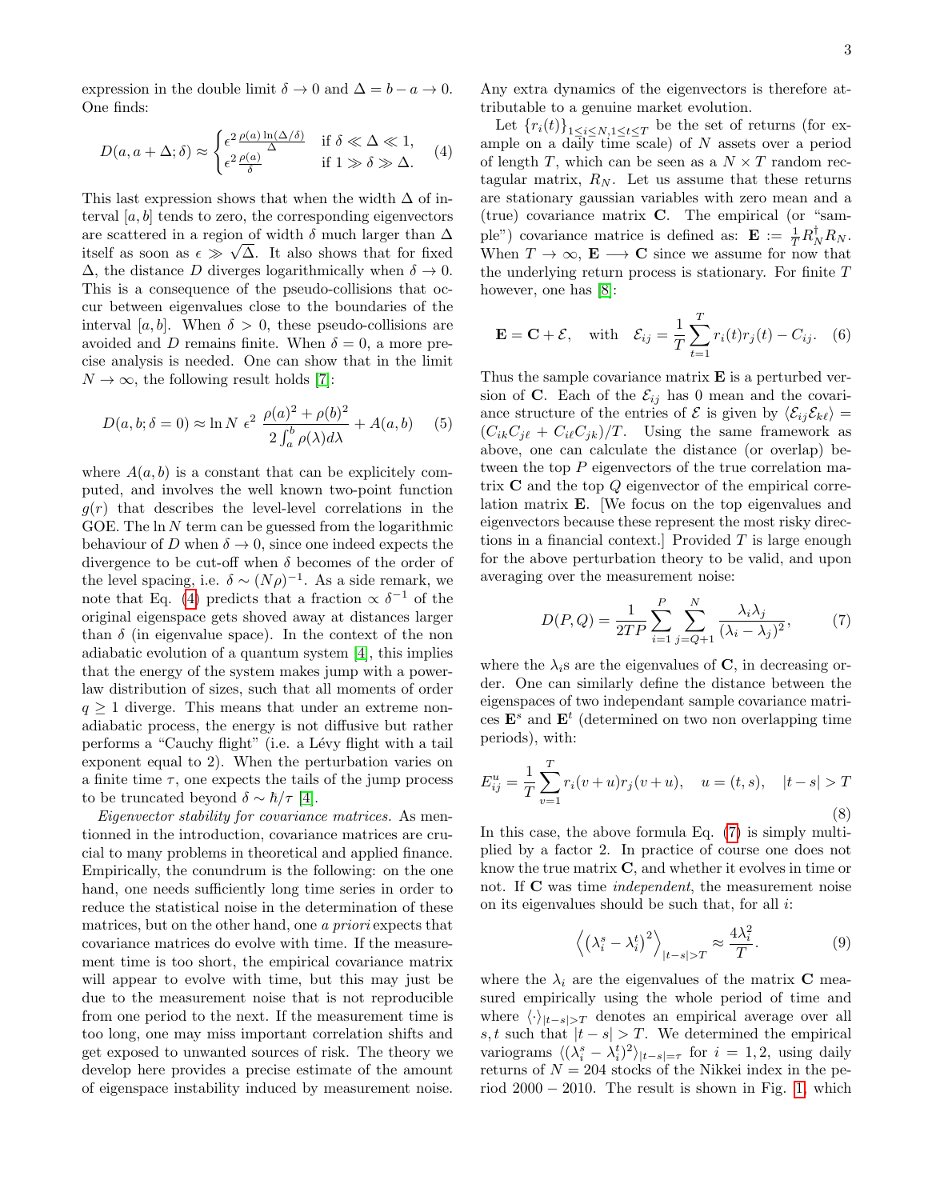expression in the double limit $\delta \to 0$ and $\Delta = b - a \to 0$. One finds:

$$D(a, a+\Delta; \delta) \approx \begin{cases} \epsilon^2 \frac{\rho(a)\ln(\Delta/\delta)}{\Delta} & \text{if } \delta \ll \Delta \ll 1, \\ \epsilon^2 \frac{\rho(a)}{\delta} & \text{if } 1 \gg \delta \gg \Delta. \end{cases} \quad (4)$$

This last expression shows that when the width $\Delta$ of interval $[a, b]$ tends to zero, the corresponding eigenvectors are scattered in a region of width $\delta$ much larger than $\Delta$ itself as soon as $\epsilon \gg \sqrt{\Delta}$. It also shows that for fixed $\Delta$, the distance $D$ diverges logarithmically when $\delta \to 0$. This is a consequence of the pseudo-collisions that occur between eigenvalues close to the boundaries of the interval $[a, b]$. When $\delta > 0$, these pseudo-collisions are avoided and $D$ remains finite. When $\delta = 0$, a more precise analysis is needed. One can show that in the limit $N \to \infty$, the following result holds [7]:

$$D(a, b; \delta = 0) \approx \ln N \; \epsilon^2 \; \frac{\rho(a)^2 + \rho(b)^2}{2 \int_a^b \rho(\lambda) d\lambda} + A(a, b) \quad (5)$$

where $A(a, b)$ is a constant that can be explicitely computed, and involves the well known two-point function $g(r)$ that describes the level-level correlations in the GOE. The $\ln N$ term can be guessed from the logarithmic behaviour of $D$ when $\delta \to 0$, since one indeed expects the divergence to be cut-off when $\delta$ becomes of the order of the level spacing, i.e. $\delta \sim (N\rho)^{-1}$. As a side remark, we note that Eq. (4) predicts that a fraction $\propto \delta^{-1}$ of the original eigenspace gets shoved away at distances larger than $\delta$ (in eigenvalue space). In the context of the non adiabatic evolution of a quantum system [4], this implies that the energy of the system makes jump with a power-law distribution of sizes, such that all moments of order $q \geq 1$ diverge. This means that under an extreme non-adiabatic process, the energy is not diffusive but rather performs a "Cauchy flight" (i.e. a Lévy flight with a tail exponent equal to 2). When the perturbation varies on a finite time $\tau$, one expects the tails of the jump process to be truncated beyond $\delta \sim \hbar/\tau$ [4].

*Eigenvector stability for covariance matrices.* As mentionned in the introduction, covariance matrices are crucial to many problems in theoretical and applied finance. Empirically, the conundrum is the following: on the one hand, one needs sufficiently long time series in order to reduce the statistical noise in the determination of these matrices, but on the other hand, one *a priori* expects that covariance matrices do evolve with time. If the measurement time is too short, the empirical covariance matrix will appear to evolve with time, but this may just be due to the measurement noise that is not reproducible from one period to the next. If the measurement time is too long, one may miss important correlation shifts and get exposed to unwanted sources of risk. The theory we develop here provides a precise estimate of the amount of eigenspace instability induced by measurement noise. Any extra dynamics of the eigenvectors is therefore attributable to a genuine market evolution.

Let $\{r_i(t)\}_{1 \leq i \leq N, 1 \leq t \leq T}$ be the set of returns (for example on a daily time scale) of $N$ assets over a period of length $T$, which can be seen as a $N \times T$ random rectagular matrix, $R_N$. Let us assume that these returns are stationary gaussian variables with zero mean and a (true) covariance matrix $\mathbf{C}$. The empirical (or "sample") covariance matrice is defined as: $\mathbf{E} := \frac{1}{T} R_N^\dagger R_N$. When $T \to \infty$, $\mathbf{E} \longrightarrow \mathbf{C}$ since we assume for now that the underlying return process is stationary. For finite $T$ however, one has [8]:

$$\mathbf{E} = \mathbf{C} + \mathcal{E}, \quad \text{with} \quad \mathcal{E}_{ij} = \frac{1}{T} \sum_{t=1}^{T} r_i(t) r_j(t) - C_{ij}. \quad (6)$$

Thus the sample covariance matrix $\mathbf{E}$ is a perturbed version of $\mathbf{C}$. Each of the $\mathcal{E}_{ij}$ has 0 mean and the covariance structure of the entries of $\mathcal{E}$ is given by $\langle \mathcal{E}_{ij} \mathcal{E}_{k\ell} \rangle = (C_{ik} C_{j\ell} + C_{i\ell} C_{jk})/T$. Using the same framework as above, one can calculate the distance (or overlap) between the top $P$ eigenvectors of the true correlation matrix $\mathbf{C}$ and the top $Q$ eigenvector of the empirical correlation matrix $\mathbf{E}$. [We focus on the top eigenvalues and eigenvectors because these represent the most risky directions in a financial context.] Provided $T$ is large enough for the above perturbation theory to be valid, and upon averaging over the measurement noise:

$$D(P, Q) = \frac{1}{2TP} \sum_{i=1}^{P} \sum_{j=Q+1}^{N} \frac{\lambda_i \lambda_j}{(\lambda_i - \lambda_j)^2}, \quad (7)$$

where the $\lambda_i$s are the eigenvalues of $\mathbf{C}$, in decreasing order. One can similarly define the distance between the eigenspaces of two independant sample covariance matrices $\mathbf{E}^s$ and $\mathbf{E}^t$ (determined on two non overlapping time periods), with:

$$E_{ij}^{u} = \frac{1}{T} \sum_{v=1}^{T} r_i(v+u) r_j(v+u), \quad u = (t, s), \quad |t - s| > T \quad (8)$$

In this case, the above formula Eq. (7) is simply multiplied by a factor 2. In practice of course one does not know the true matrix $\mathbf{C}$, and whether it evolves in time or not. If $\mathbf{C}$ was time *independent*, the measurement noise on its eigenvalues should be such that, for all $i$:

$$\left\langle \left( \lambda_i^s - \lambda_i^t \right)^2 \right\rangle_{|t-s|>T} \approx \frac{4\lambda_i^2}{T}. \quad (9)$$

where the $\lambda_i$ are the eigenvalues of the matrix $\mathbf{C}$ measured empirically using the whole period of time and where $\langle \cdot \rangle_{|t-s|>T}$ denotes an empirical average over all $s, t$ such that $|t - s| > T$. We determined the empirical variograms $\langle (\lambda_i^s - \lambda_i^t)^2 \rangle_{|t-s|=\tau}$ for $i = 1, 2$, using daily returns of $N = 204$ stocks of the Nikkei index in the period $2000 - 2010$. The result is shown in Fig. 1, which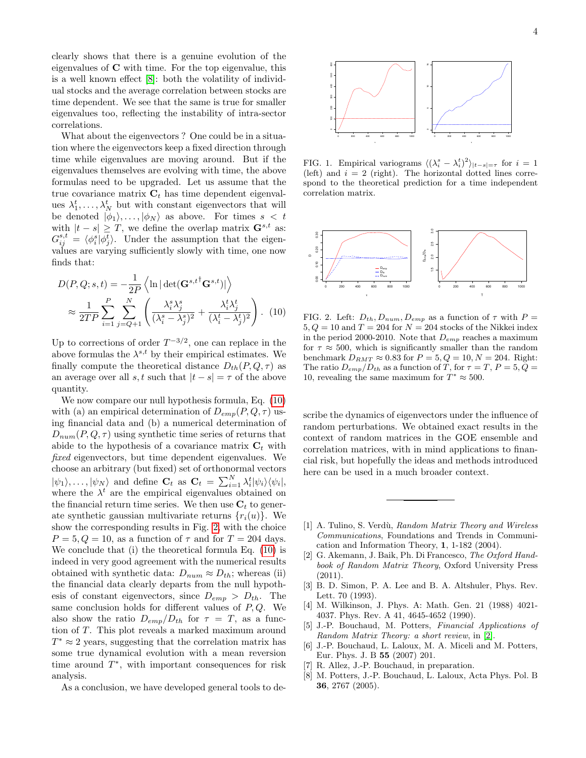clearly shows that there is a genuine evolution of the eigenvalues of $\mathbf{C}$ with time. For the top eigenvalue, this is a well known effect [8]: both the volatility of individual stocks and the average correlation between stocks are time dependent. We see that the same is true for smaller eigenvalues too, reflecting the instability of intra-sector correlations.

What about the eigenvectors ? One could be in a situation where the eigenvectors keep a fixed direction through time while eigenvalues are moving around. But if the eigenvalues themselves are evolving with time, the above formulas need to be upgraded. Let us assume that the true covariance matrix $\mathbf{C}_t$ has time dependent eigenvalues $\lambda_1^t, \ldots, \lambda_N^t$ but with constant eigenvectors that will be denoted $|\phi_1\rangle, \ldots, |\phi_N\rangle$ as above. For times $s < t$ with $|t-s| \geq T$, we define the overlap matrix $\mathbf{G}^{s,t}$ as: $G_{ij}^{s,t} = \langle \phi_i^s | \phi_j^t \rangle$. Under the assumption that the eigenvalues are varying sufficiently slowly with time, one now finds that:

$$D(P,Q;s,t) = -\frac{1}{2P}\left\langle \ln|\det(\mathbf{G}^{s,t^\dagger}\mathbf{G}^{s,t})|\right\rangle$$
$$\approx \frac{1}{2TP}\sum_{i=1}^{P}\sum_{j=Q+1}^{N}\left(\frac{\lambda_i^s\lambda_j^s}{(\lambda_i^s-\lambda_j^s)^2}+\frac{\lambda_i^t\lambda_j^t}{(\lambda_i^t-\lambda_j^t)^2}\right). \quad (10)$$

Up to corrections of order $T^{-3/2}$, one can replace in the above formulas the $\lambda^{s,t}$ by their empirical estimates. We finally compute the theoretical distance $D_{th}(P,Q,\tau)$ as an average over all $s,t$ such that $|t-s| = \tau$ of the above quantity.

We now compare our null hypothesis formula, Eq. (10) with (a) an empirical determination of $D_{emp}(P,Q,\tau)$ using financial data and (b) a numerical determination of $D_{num}(P,Q,\tau)$ using synthetic time series of returns that abide to the hypothesis of a covariance matrix $\mathbf{C}_t$ with *fixed* eigenvectors, but time dependent eigenvalues. We choose an arbitrary (but fixed) set of orthonormal vectors $|\psi_1\rangle, \ldots, |\psi_N\rangle$ and define $\mathbf{C}_t$ as $\mathbf{C}_t = \sum_{i=1}^N \lambda_i^t |\psi_i\rangle\langle\psi_i|$, where the $\lambda^t$ are the empirical eigenvalues obtained on the financial return time series. We then use $\mathbf{C}_t$ to generate synthetic gaussian multivariate returns $\{r_i(u)\}$. We show the corresponding results in Fig. 2, with the choice $P = 5, Q = 10$, as a function of $\tau$ and for $T = 204$ days. We conclude that (i) the theoretical formula Eq. (10) is indeed in very good agreement with the numerical results obtained with synthetic data: $D_{num} \approx D_{th}$; whereas (ii) the financial data clearly departs from the null hypothesis of constant eigenvectors, since $D_{emp} > D_{th}$. The same conclusion holds for different values of $P, Q$. We also show the ratio $D_{emp}/D_{th}$ for $\tau = T$, as a function of $T$. This plot reveals a marked maximum around $T^* \approx 2$ years, suggesting that the correlation matrix has some true dynamical evolution with a mean reversion time around $T^*$, with important consequences for risk analysis.

As a conclusion, we have developed general tools to describe the dynamics of eigenvectors under the influence of random perturbations. We obtained exact results in the context of random matrices in the GOE ensemble and correlation matrices, with in mind applications to financial risk, but hopefully the ideas and methods introduced here can be used in a much broader context.

FIG. 1. Empirical variograms $\langle(\lambda_i^s - \lambda_i^t)^2\rangle_{|t-s|=\tau}$ for $i = 1$ (left) and $i = 2$ (right). The horizontal dotted lines correspond to the theoretical prediction for a time independent correlation matrix.

FIG. 2. Left: $D_{th}, D_{num}, D_{emp}$ as a function of $\tau$ with $P = 5, Q = 10$ and $T = 204$ for $N = 204$ stocks of the Nikkei index in the period 2000-2010. Note that $D_{emp}$ reaches a maximum for $\tau \approx 500$, which is significantly smaller than the random benchmark $D_{RMT} \approx 0.83$ for $P = 5, Q = 10, N = 204$. Right: The ratio $D_{emp}/D_{th}$ as a function of $T$, for $\tau = T$, $P = 5, Q = 10$, revealing the same maximum for $T^* \approx 500$.

---

[1] A. Tulino, S. Verdù, *Random Matrix Theory and Wireless Communications*, Foundations and Trends in Communication and Information Theory, **1**, 1-182 (2004).

[2] G. Akemann, J. Baik, Ph. Di Francesco, *The Oxford Handbook of Random Matrix Theory*, Oxford University Press (2011).

[3] B. D. Simon, P. A. Lee and B. A. Altshuler, Phys. Rev. Lett. 70 (1993).

[4] M. Wilkinson, J. Phys. A: Math. Gen. 21 (1988) 4021-4037. Phys. Rev. A 41, 4645-4652 (1990).

[5] J.-P. Bouchaud, M. Potters, *Financial Applications of Random Matrix Theory: a short review*, in [2].

[6] J.-P. Bouchaud, L. Laloux, M. A. Miceli and M. Potters, Eur. Phys. J. B **55** (2007) 201.

[7] R. Allez, J.-P. Bouchaud, in preparation.

[8] M. Potters, J.-P. Bouchaud, L. Laloux, Acta Phys. Pol. B **36**, 2767 (2005).